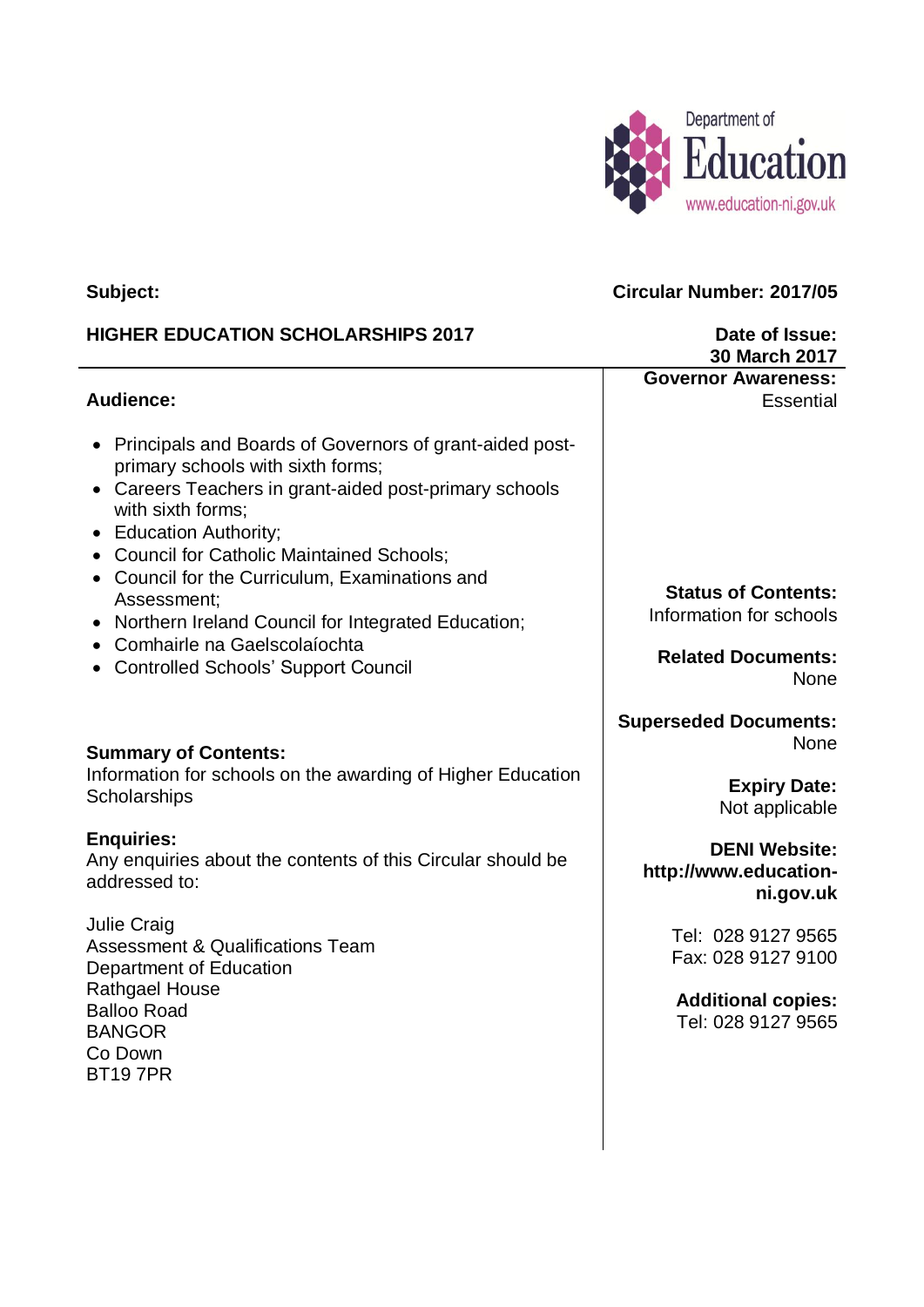Department of Education
www.education-ni.gov.uk

**Subject:**

**HIGHER EDUCATION SCHOLARSHIPS 2017**

**Circular Number: 2017/05**

**Date of Issue:**
**30 March 2017**

**Governor Awareness:**
Essential

**Audience:**

- Principals and Boards of Governors of grant-aided post-primary schools with sixth forms;
- Careers Teachers in grant-aided post-primary schools with sixth forms;
- Education Authority;
- Council for Catholic Maintained Schools;
- Council for the Curriculum, Examinations and Assessment;
- Northern Ireland Council for Integrated Education;
- Comhairle na Gaelscolaíochta
- Controlled Schools' Support Council

**Status of Contents:**
Information for schools

**Related Documents:**
None

**Superseded Documents:**
None

**Summary of Contents:**
Information for schools on the awarding of Higher Education Scholarships

**Expiry Date:**
Not applicable

**Enquiries:**
Any enquiries about the contents of this Circular should be addressed to:

Julie Craig
Assessment & Qualifications Team
Department of Education
Rathgael House
Balloo Road
BANGOR
Co Down
BT19 7PR

**DENI Website:**
**http://www.education-ni.gov.uk**

Tel: 028 9127 9565
Fax: 028 9127 9100

**Additional copies:**
Tel: 028 9127 9565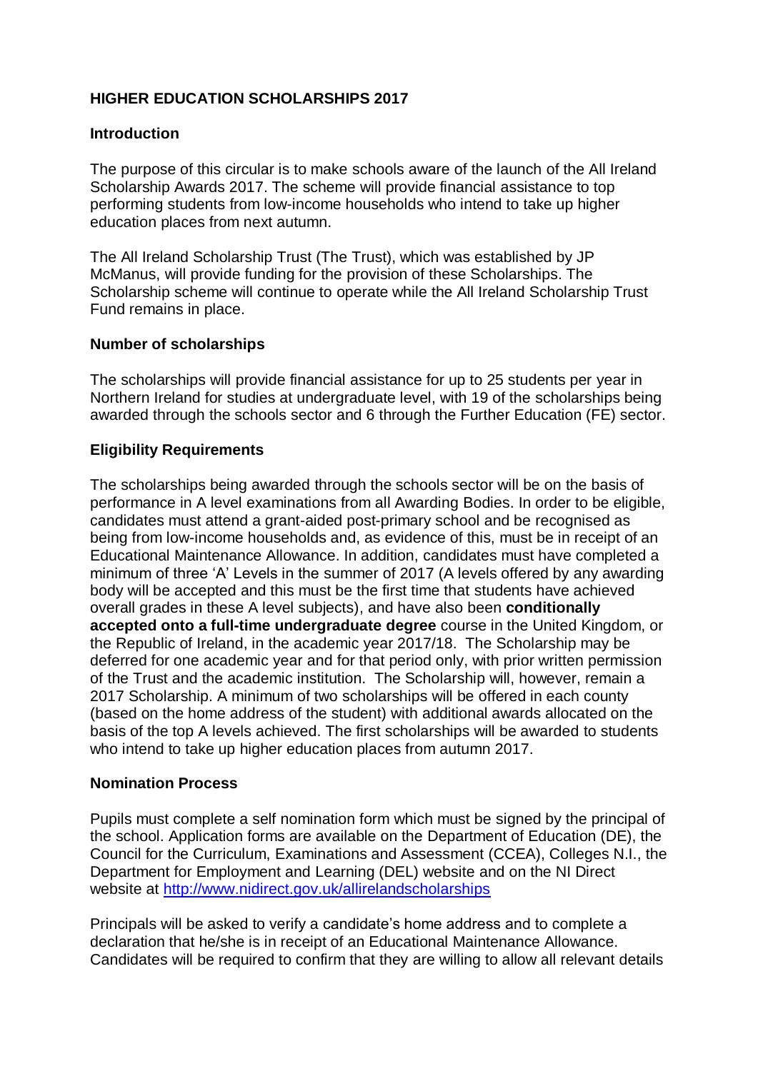## HIGHER EDUCATION SCHOLARSHIPS 2017

### Introduction

The purpose of this circular is to make schools aware of the launch of the All Ireland Scholarship Awards 2017. The scheme will provide financial assistance to top performing students from low-income households who intend to take up higher education places from next autumn.

The All Ireland Scholarship Trust (The Trust), which was established by JP McManus, will provide funding for the provision of these Scholarships. The Scholarship scheme will continue to operate while the All Ireland Scholarship Trust Fund remains in place.

### Number of scholarships

The scholarships will provide financial assistance for up to 25 students per year in Northern Ireland for studies at undergraduate level, with 19 of the scholarships being awarded through the schools sector and 6 through the Further Education (FE) sector.

### Eligibility Requirements

The scholarships being awarded through the schools sector will be on the basis of performance in A level examinations from all Awarding Bodies. In order to be eligible, candidates must attend a grant-aided post-primary school and be recognised as being from low-income households and, as evidence of this, must be in receipt of an Educational Maintenance Allowance. In addition, candidates must have completed a minimum of three 'A' Levels in the summer of 2017 (A levels offered by any awarding body will be accepted and this must be the first time that students have achieved overall grades in these A level subjects), and have also been **conditionally accepted onto a full-time undergraduate degree** course in the United Kingdom, or the Republic of Ireland, in the academic year 2017/18. The Scholarship may be deferred for one academic year and for that period only, with prior written permission of the Trust and the academic institution. The Scholarship will, however, remain a 2017 Scholarship. A minimum of two scholarships will be offered in each county (based on the home address of the student) with additional awards allocated on the basis of the top A levels achieved. The first scholarships will be awarded to students who intend to take up higher education places from autumn 2017.

### Nomination Process

Pupils must complete a self nomination form which must be signed by the principal of the school. Application forms are available on the Department of Education (DE), the Council for the Curriculum, Examinations and Assessment (CCEA), Colleges N.I., the Department for Employment and Learning (DEL) website and on the NI Direct website at http://www.nidirect.gov.uk/allirelandscholarships

Principals will be asked to verify a candidate's home address and to complete a declaration that he/she is in receipt of an Educational Maintenance Allowance. Candidates will be required to confirm that they are willing to allow all relevant details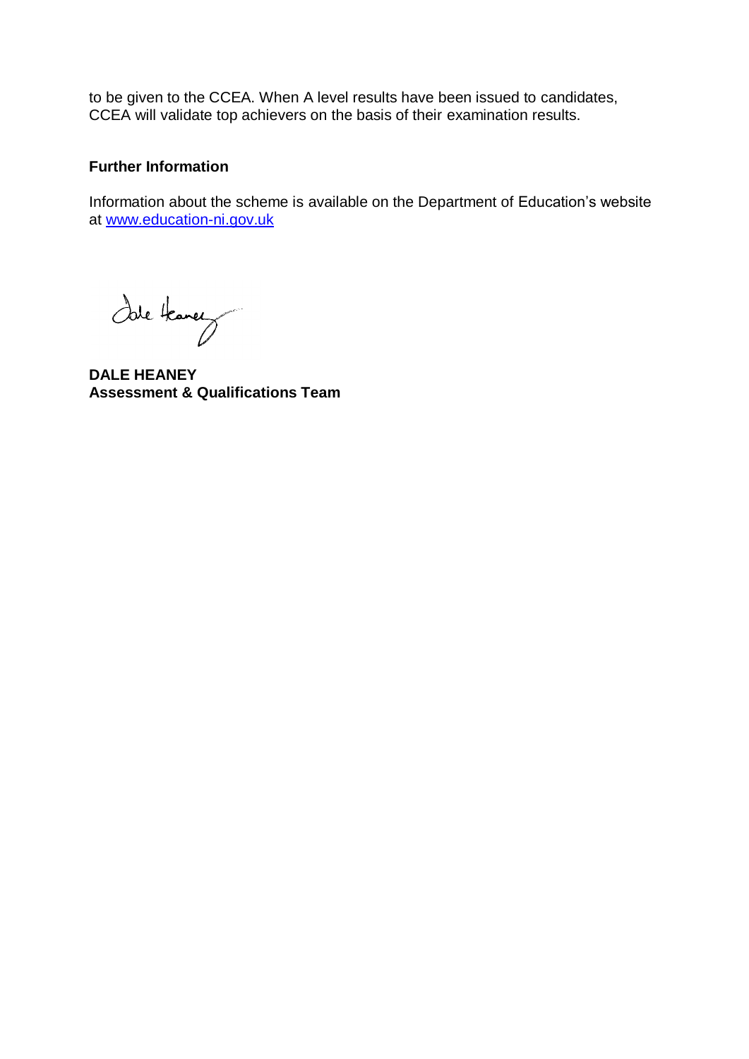to be given to the CCEA. When A level results have been issued to candidates, CCEA will validate top achievers on the basis of their examination results.

**Further Information**

Information about the scheme is available on the Department of Education's website at [www.education-ni.gov.uk](http://www.education-ni.gov.uk)

**DALE HEANEY**
**Assessment & Qualifications Team**